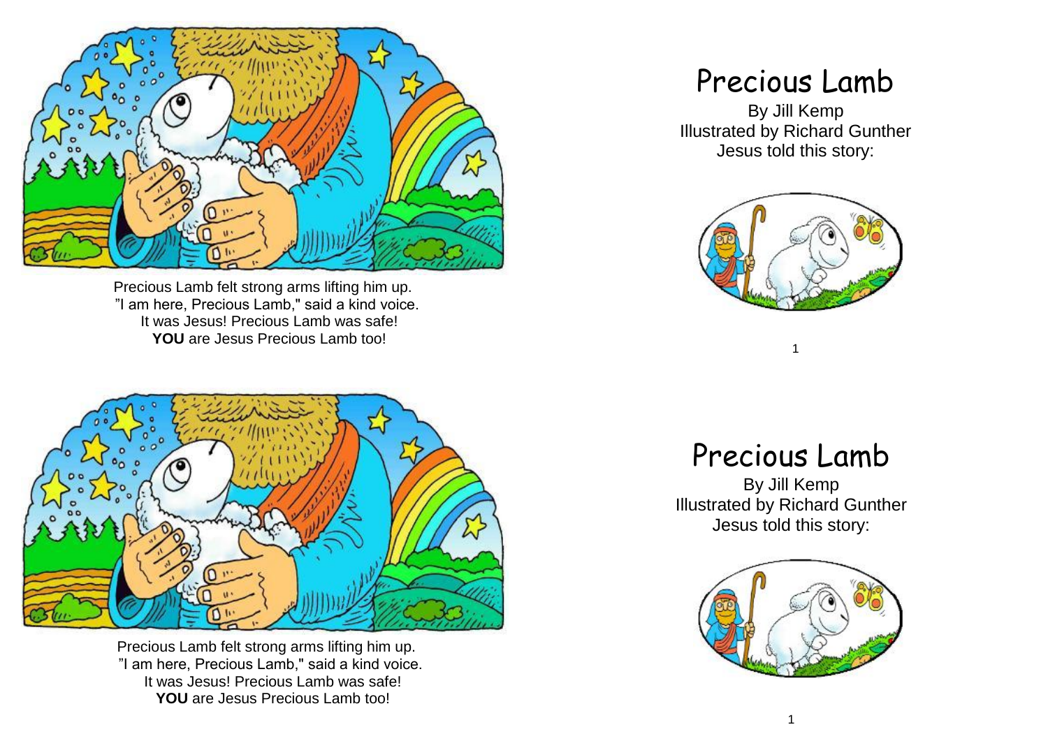Precious Lamb felt strong arms lifting him up.
"I am here, Precious Lamb," said a kind voice.
It was Jesus! Precious Lamb was safe!
**YOU** are Jesus Precious Lamb too!

# Precious Lamb

By Jill Kemp
Illustrated by Richard Gunther
Jesus told this story:

Precious Lamb felt strong arms lifting him up.
"I am here, Precious Lamb," said a kind voice.
It was Jesus! Precious Lamb was safe!
**YOU** are Jesus Precious Lamb too!

# Precious Lamb

By Jill Kemp
Illustrated by Richard Gunther
Jesus told this story: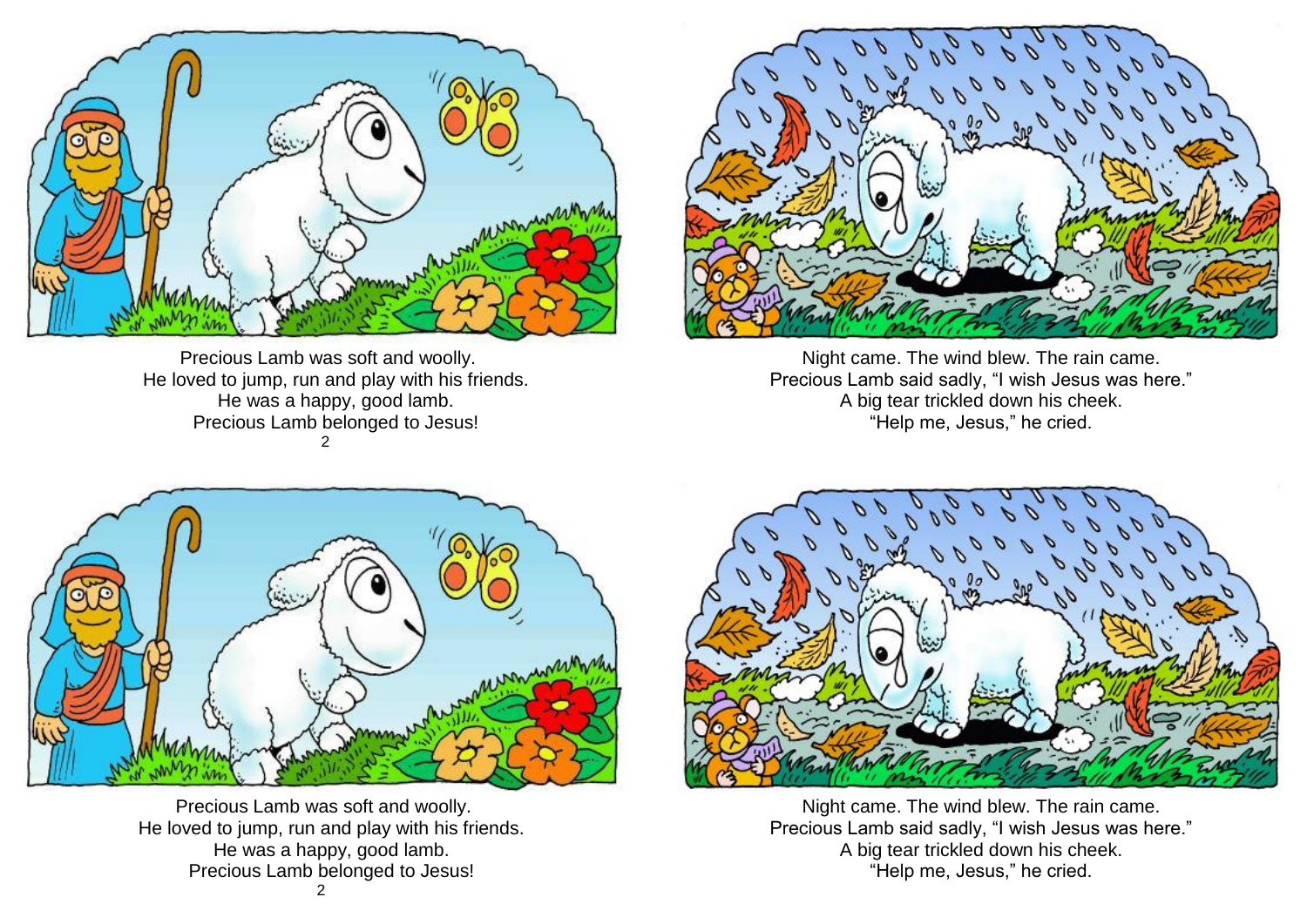Precious Lamb was soft and woolly.
He loved to jump, run and play with his friends.
He was a happy, good lamb.
Precious Lamb belonged to Jesus!

Night came. The wind blew. The rain came.
Precious Lamb said sadly, “I wish Jesus was here.”
A big tear trickled down his cheek.
“Help me, Jesus,” he cried.

Precious Lamb was soft and woolly.
He loved to jump, run and play with his friends.
He was a happy, good lamb.
Precious Lamb belonged to Jesus!

Night came. The wind blew. The rain came.
Precious Lamb said sadly, “I wish Jesus was here.”
A big tear trickled down his cheek.
“Help me, Jesus,” he cried.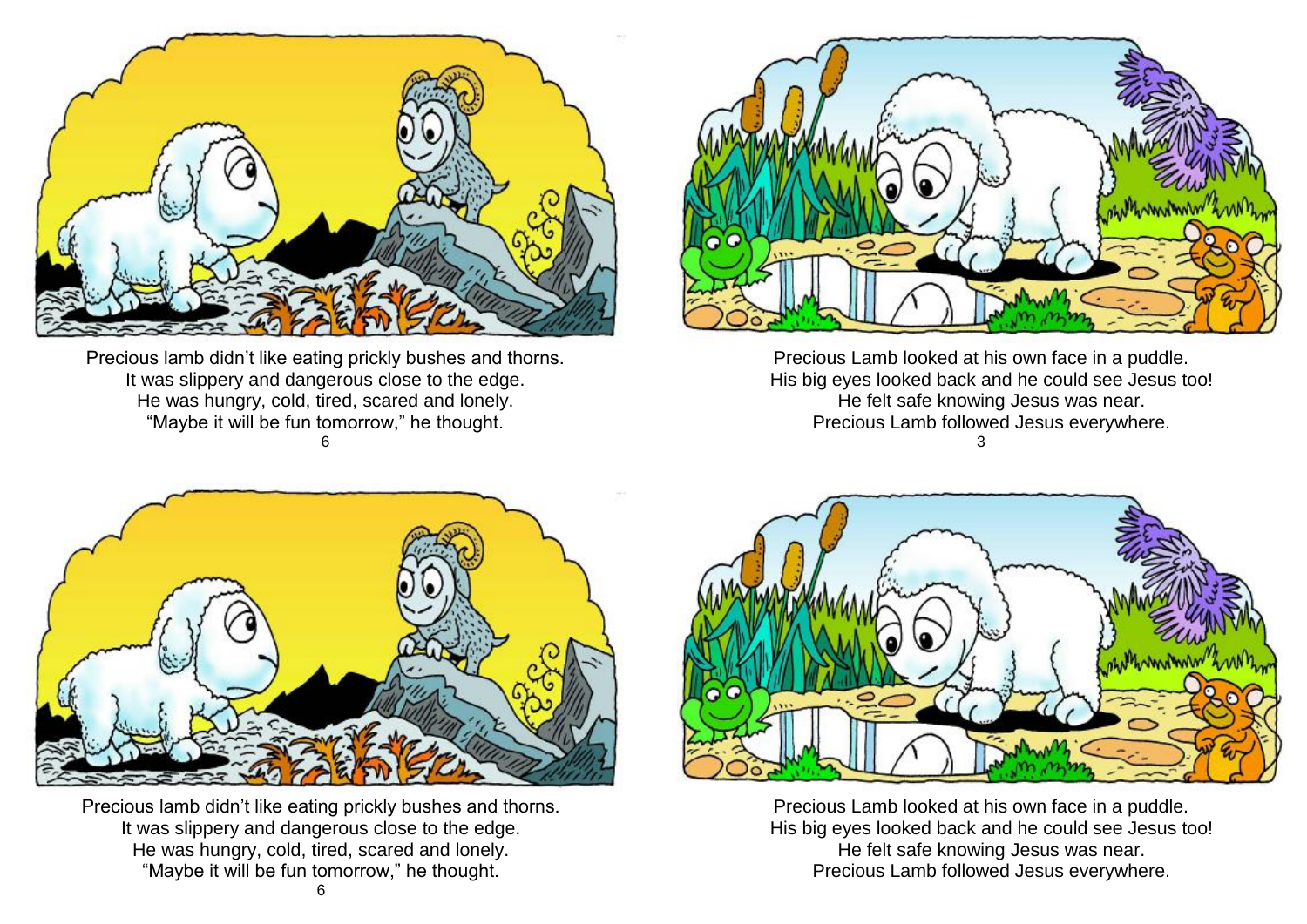Precious lamb didn't like eating prickly bushes and thorns.
It was slippery and dangerous close to the edge.
He was hungry, cold, tired, scared and lonely.
"Maybe it will be fun tomorrow," he thought.

Precious Lamb looked at his own face in a puddle.
His big eyes looked back and he could see Jesus too!
He felt safe knowing Jesus was near.
Precious Lamb followed Jesus everywhere.

Precious lamb didn't like eating prickly bushes and thorns.
It was slippery and dangerous close to the edge.
He was hungry, cold, tired, scared and lonely.
"Maybe it will be fun tomorrow," he thought.

Precious Lamb looked at his own face in a puddle.
His big eyes looked back and he could see Jesus too!
He felt safe knowing Jesus was near.
Precious Lamb followed Jesus everywhere.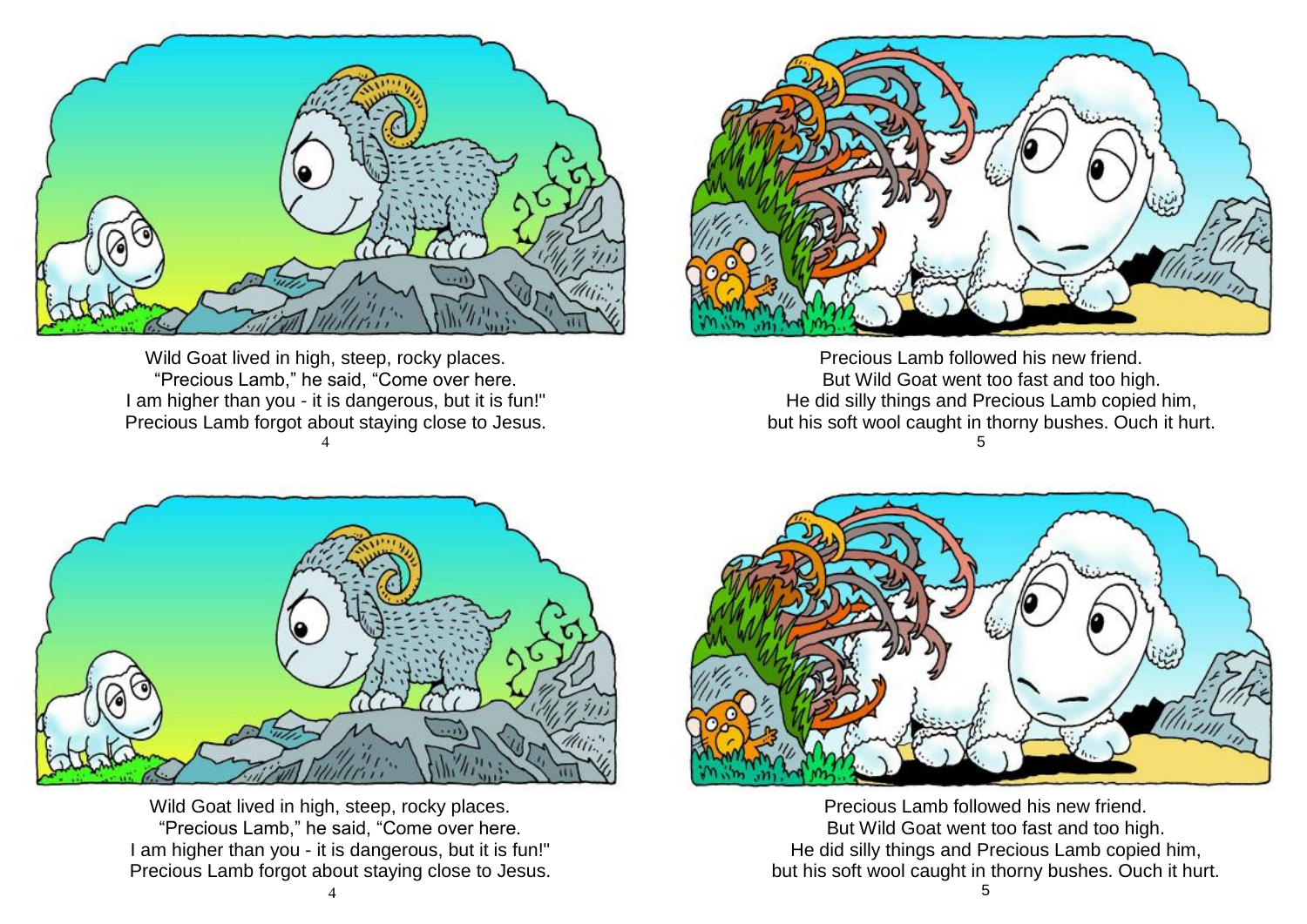Wild Goat lived in high, steep, rocky places.
"Precious Lamb," he said, "Come over here.
I am higher than you - it is dangerous, but it is fun!"
Precious Lamb forgot about staying close to Jesus.

Precious Lamb followed his new friend.
But Wild Goat went too fast and too high.
He did silly things and Precious Lamb copied him,
but his soft wool caught in thorny bushes. Ouch it hurt.

Wild Goat lived in high, steep, rocky places.
"Precious Lamb," he said, "Come over here.
I am higher than you - it is dangerous, but it is fun!"
Precious Lamb forgot about staying close to Jesus.

Precious Lamb followed his new friend.
But Wild Goat went too fast and too high.
He did silly things and Precious Lamb copied him,
but his soft wool caught in thorny bushes. Ouch it hurt.